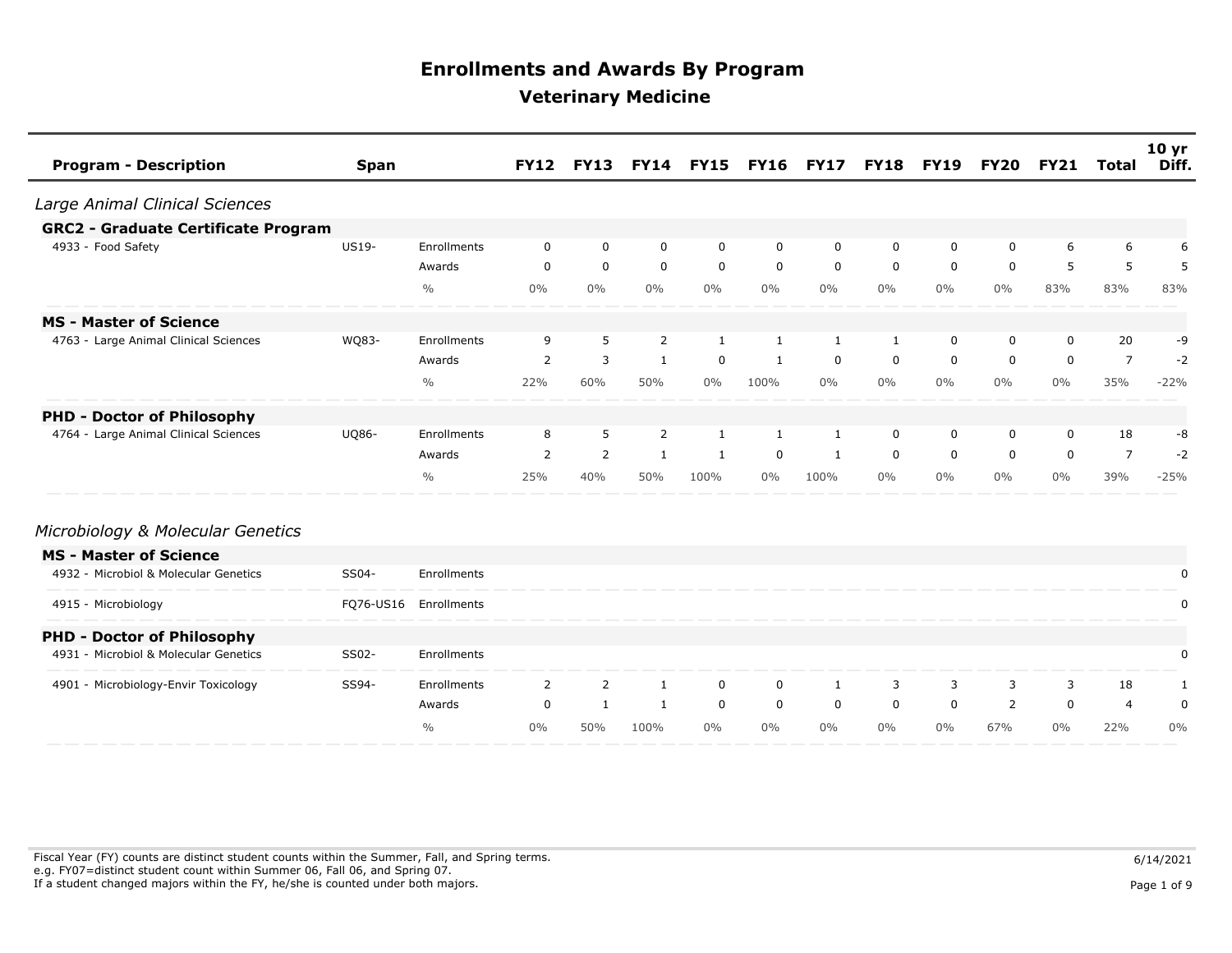# Enrollments and Awards By Program

## Veterinary Medicine

| Program - Description | Span | | FY12 | FY13 | FY14 | FY15 | FY16 | FY17 | FY18 | FY19 | FY20 | FY21 | Total | 10 yr Diff. |
|---|---|---|---|---|---|---|---|---|---|---|---|---|---|---|
| *Large Animal Clinical Sciences* | | | | | | | | | | | | | | |
| **GRC2 - Graduate Certificate Program** | | | | | | | | | | | | | | |
| 4933 - Food Safety | US19- | Enrollments | 0 | 0 | 0 | 0 | 0 | 0 | 0 | 0 | 0 | 6 | 6 | 6 |
| | | Awards | 0 | 0 | 0 | 0 | 0 | 0 | 0 | 0 | 0 | 5 | 5 | 5 |
| | | % | 0% | 0% | 0% | 0% | 0% | 0% | 0% | 0% | 0% | 83% | 83% | 83% |
| **MS - Master of Science** | | | | | | | | | | | | | | |
| 4763 - Large Animal Clinical Sciences | WQ83- | Enrollments | 9 | 5 | 2 | 1 | 1 | 1 | 1 | 0 | 0 | 0 | 20 | -9 |
| | | Awards | 2 | 3 | 1 | 0 | 1 | 0 | 0 | 0 | 0 | 0 | 7 | -2 |
| | | % | 22% | 60% | 50% | 0% | 100% | 0% | 0% | 0% | 0% | 0% | 35% | -22% |
| **PHD - Doctor of Philosophy** | | | | | | | | | | | | | | |
| 4764 - Large Animal Clinical Sciences | UQ86- | Enrollments | 8 | 5 | 2 | 1 | 1 | 1 | 0 | 0 | 0 | 0 | 18 | -8 |
| | | Awards | 2 | 2 | 1 | 1 | 0 | 1 | 0 | 0 | 0 | 0 | 7 | -2 |
| | | % | 25% | 40% | 50% | 100% | 0% | 100% | 0% | 0% | 0% | 0% | 39% | -25% |
| *Microbiology & Molecular Genetics* | | | | | | | | | | | | | | |
| **MS - Master of Science** | | | | | | | | | | | | | | |
| 4932 - Microbiol & Molecular Genetics | SS04- | Enrollments | | | | | | | | | | | | 0 |
| 4915 - Microbiology | FQ76-US16 | Enrollments | | | | | | | | | | | | 0 |
| **PHD - Doctor of Philosophy** | | | | | | | | | | | | | | |
| 4931 - Microbiol & Molecular Genetics | SS02- | Enrollments | | | | | | | | | | | | 0 |
| 4901 - Microbiology-Envir Toxicology | SS94- | Enrollments | 2 | 2 | 1 | 0 | 0 | 1 | 3 | 3 | 3 | 3 | 18 | 1 |
| | | Awards | 0 | 1 | 1 | 0 | 0 | 0 | 0 | 0 | 2 | 0 | 4 | 0 |
| | | % | 0% | 50% | 100% | 0% | 0% | 0% | 0% | 0% | 67% | 0% | 22% | 0% |

Fiscal Year (FY) counts are distinct student counts within the Summer, Fall, and Spring terms.
e.g. FY07=distinct student count within Summer 06, Fall 06, and Spring 07.
If a student changed majors within the FY, he/she is counted under both majors.

6/14/2021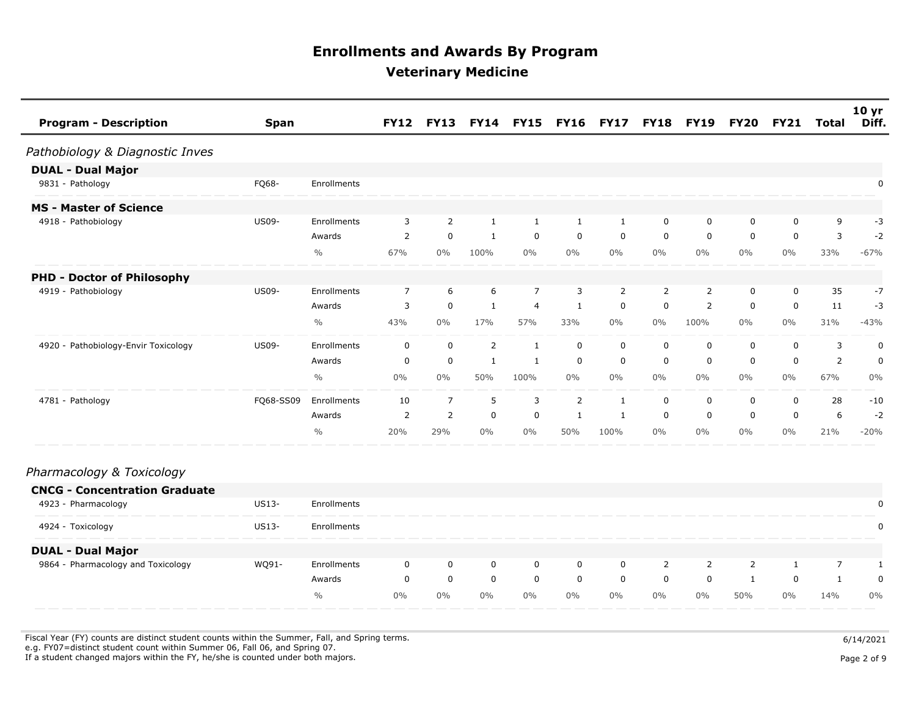# Enrollments and Awards By Program

## Veterinary Medicine

| Program - Description | Span | | FY12 | FY13 | FY14 | FY15 | FY16 | FY17 | FY18 | FY19 | FY20 | FY21 | Total | 10 yr Diff. |
|---|---|---|---|---|---|---|---|---|---|---|---|---|---|---|
| ***Pathobiology & Diagnostic Inves*** | | | | | | | | | | | | | | |
| **DUAL - Dual Major** | | | | | | | | | | | | | | |
| 9831 - Pathology | FQ68- | Enrollments | | | | | | | | | | | | 0 |
| **MS - Master of Science** | | | | | | | | | | | | | | |
| 4918 - Pathobiology | US09- | Enrollments | 3 | 2 | 1 | 1 | 1 | 1 | 0 | 0 | 0 | 0 | 9 | -3 |
| | | Awards | 2 | 0 | 1 | 0 | 0 | 0 | 0 | 0 | 0 | 0 | 3 | -2 |
| | | % | 67% | 0% | 100% | 0% | 0% | 0% | 0% | 0% | 0% | 0% | 33% | -67% |
| **PHD - Doctor of Philosophy** | | | | | | | | | | | | | | |
| 4919 - Pathobiology | US09- | Enrollments | 7 | 6 | 6 | 7 | 3 | 2 | 2 | 2 | 0 | 0 | 35 | -7 |
| | | Awards | 3 | 0 | 1 | 4 | 1 | 0 | 0 | 2 | 0 | 0 | 11 | -3 |
| | | % | 43% | 0% | 17% | 57% | 33% | 0% | 0% | 100% | 0% | 0% | 31% | -43% |
| 4920 - Pathobiology-Envir Toxicology | US09- | Enrollments | 0 | 0 | 2 | 1 | 0 | 0 | 0 | 0 | 0 | 0 | 3 | 0 |
| | | Awards | 0 | 0 | 1 | 1 | 0 | 0 | 0 | 0 | 0 | 0 | 2 | 0 |
| | | % | 0% | 0% | 50% | 100% | 0% | 0% | 0% | 0% | 0% | 0% | 67% | 0% |
| 4781 - Pathology | FQ68-SS09 | Enrollments | 10 | 7 | 5 | 3 | 2 | 1 | 0 | 0 | 0 | 0 | 28 | -10 |
| | | Awards | 2 | 2 | 0 | 0 | 1 | 1 | 0 | 0 | 0 | 0 | 6 | -2 |
| | | % | 20% | 29% | 0% | 0% | 50% | 100% | 0% | 0% | 0% | 0% | 21% | -20% |
| ***Pharmacology & Toxicology*** | | | | | | | | | | | | | | |
| **CNCG - Concentration Graduate** | | | | | | | | | | | | | | |
| 4923 - Pharmacology | US13- | Enrollments | | | | | | | | | | | | 0 |
| 4924 - Toxicology | US13- | Enrollments | | | | | | | | | | | | 0 |
| **DUAL - Dual Major** | | | | | | | | | | | | | | |
| 9864 - Pharmacology and Toxicology | WQ91- | Enrollments | 0 | 0 | 0 | 0 | 0 | 0 | 2 | 2 | 2 | 1 | 7 | 1 |
| | | Awards | 0 | 0 | 0 | 0 | 0 | 0 | 0 | 0 | 1 | 0 | 1 | 0 |
| | | % | 0% | 0% | 0% | 0% | 0% | 0% | 0% | 0% | 50% | 0% | 14% | 0% |

Fiscal Year (FY) counts are distinct student counts within the Summer, Fall, and Spring terms.
e.g. FY07=distinct student count within Summer 06, Fall 06, and Spring 07.
If a student changed majors within the FY, he/she is counted under both majors.

6/14/2021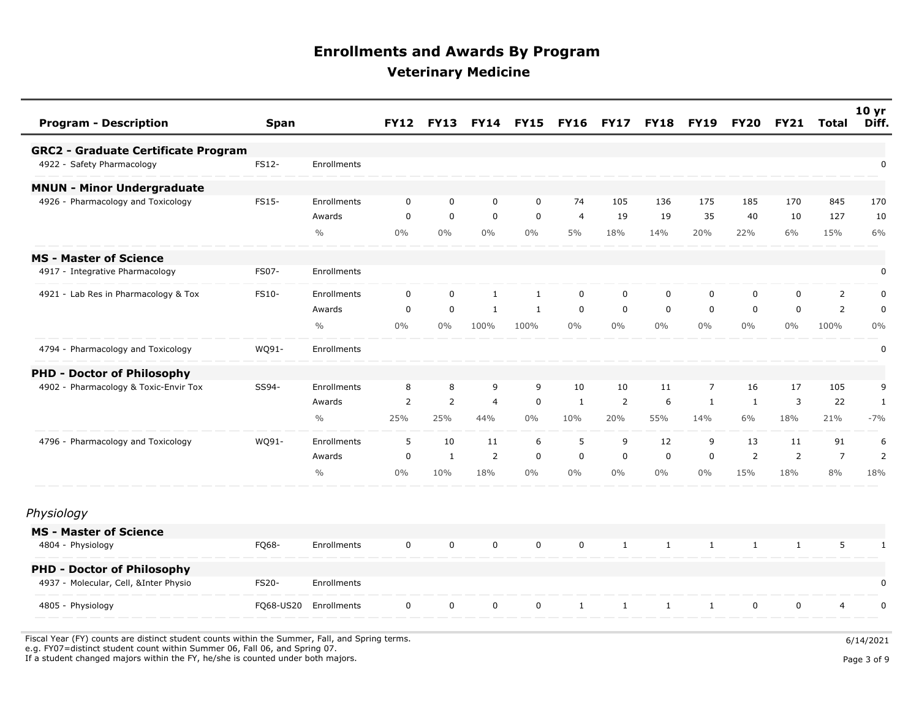# Enrollments and Awards By Program

## Veterinary Medicine

| Program - Description | Span | | FY12 | FY13 | FY14 | FY15 | FY16 | FY17 | FY18 | FY19 | FY20 | FY21 | Total | 10 yr Diff. |
|---|---|---|---|---|---|---|---|---|---|---|---|---|---|---|
| **GRC2 - Graduate Certificate Program** | | | | | | | | | | | | | | |
| 4922 - Safety Pharmacology | FS12- | Enrollments | | | | | | | | | | | | 0 |
| **MNUN - Minor Undergraduate** | | | | | | | | | | | | | | |
| 4926 - Pharmacology and Toxicology | FS15- | Enrollments | 0 | 0 | 0 | 0 | 74 | 105 | 136 | 175 | 185 | 170 | 845 | 170 |
| | | Awards | 0 | 0 | 0 | 0 | 4 | 19 | 19 | 35 | 40 | 10 | 127 | 10 |
| | | % | 0% | 0% | 0% | 0% | 5% | 18% | 14% | 20% | 22% | 6% | 15% | 6% |
| **MS - Master of Science** | | | | | | | | | | | | | | |
| 4917 - Integrative Pharmacology | FS07- | Enrollments | | | | | | | | | | | | 0 |
| 4921 - Lab Res in Pharmacology & Tox | FS10- | Enrollments | 0 | 0 | 1 | 1 | 0 | 0 | 0 | 0 | 0 | 0 | 2 | 0 |
| | | Awards | 0 | 0 | 1 | 1 | 0 | 0 | 0 | 0 | 0 | 0 | 2 | 0 |
| | | % | 0% | 0% | 100% | 100% | 0% | 0% | 0% | 0% | 0% | 0% | 100% | 0% |
| 4794 - Pharmacology and Toxicology | WQ91- | Enrollments | | | | | | | | | | | | 0 |
| **PHD - Doctor of Philosophy** | | | | | | | | | | | | | | |
| 4902 - Pharmacology & Toxic-Envir Tox | SS94- | Enrollments | 8 | 8 | 9 | 9 | 10 | 10 | 11 | 7 | 16 | 17 | 105 | 9 |
| | | Awards | 2 | 2 | 4 | 0 | 1 | 2 | 6 | 1 | 1 | 3 | 22 | 1 |
| | | % | 25% | 25% | 44% | 0% | 10% | 20% | 55% | 14% | 6% | 18% | 21% | -7% |
| 4796 - Pharmacology and Toxicology | WQ91- | Enrollments | 5 | 10 | 11 | 6 | 5 | 9 | 12 | 9 | 13 | 11 | 91 | 6 |
| | | Awards | 0 | 1 | 2 | 0 | 0 | 0 | 0 | 0 | 2 | 2 | 7 | 2 |
| | | % | 0% | 10% | 18% | 0% | 0% | 0% | 0% | 0% | 15% | 18% | 8% | 18% |

*Physiology*

| Program - Description | Span | | FY12 | FY13 | FY14 | FY15 | FY16 | FY17 | FY18 | FY19 | FY20 | FY21 | Total | 10 yr Diff. |
|---|---|---|---|---|---|---|---|---|---|---|---|---|---|---|
| **MS - Master of Science** | | | | | | | | | | | | | | |
| 4804 - Physiology | FQ68- | Enrollments | 0 | 0 | 0 | 0 | 0 | 1 | 1 | 1 | 1 | 1 | 5 | 1 |
| **PHD - Doctor of Philosophy** | | | | | | | | | | | | | | |
| 4937 - Molecular, Cell, &Inter Physio | FS20- | Enrollments | | | | | | | | | | | | 0 |
| 4805 - Physiology | FQ68-US20 | Enrollments | 0 | 0 | 0 | 0 | 1 | 1 | 1 | 1 | 0 | 0 | 4 | 0 |

Fiscal Year (FY) counts are distinct student counts within the Summer, Fall, and Spring terms.
e.g. FY07=distinct student count within Summer 06, Fall 06, and Spring 07.
If a student changed majors within the FY, he/she is counted under both majors.

6/14/2021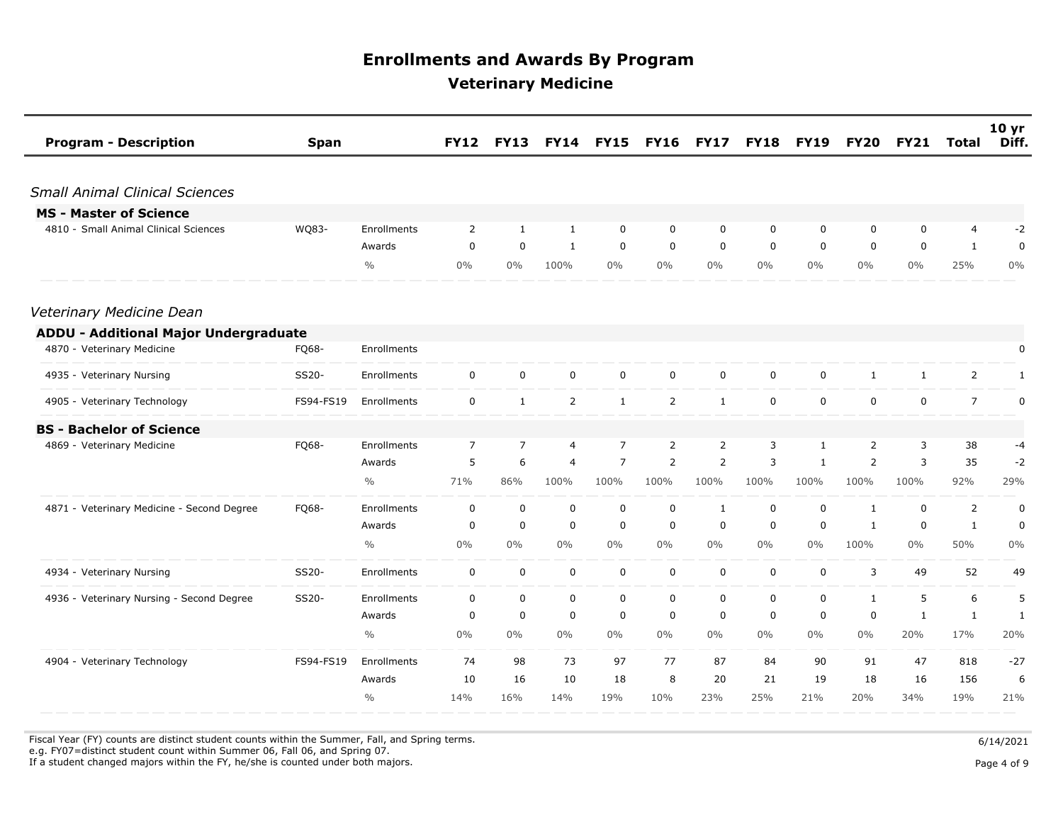# Enrollments and Awards By Program

## Veterinary Medicine

| Program - Description | Span | | FY12 | FY13 | FY14 | FY15 | FY16 | FY17 | FY18 | FY19 | FY20 | FY21 | Total | 10 yr Diff. |
|---|---|---|---|---|---|---|---|---|---|---|---|---|---|---|
| ***Small Animal Clinical Sciences*** | | | | | | | | | | | | | | |
| **MS - Master of Science** | | | | | | | | | | | | | | |
| 4810 - Small Animal Clinical Sciences | WQ83- | Enrollments | 2 | 1 | 1 | 0 | 0 | 0 | 0 | 0 | 0 | 0 | 4 | -2 |
| | | Awards | 0 | 0 | 1 | 0 | 0 | 0 | 0 | 0 | 0 | 0 | 1 | 0 |
| | | % | 0% | 0% | 100% | 0% | 0% | 0% | 0% | 0% | 0% | 0% | 25% | 0% |
| ***Veterinary Medicine Dean*** | | | | | | | | | | | | | | |
| **ADDU - Additional Major Undergraduate** | | | | | | | | | | | | | | |
| 4870 - Veterinary Medicine | FQ68- | Enrollments | | | | | | | | | | | | 0 |
| 4935 - Veterinary Nursing | SS20- | Enrollments | 0 | 0 | 0 | 0 | 0 | 0 | 0 | 0 | 1 | 1 | 2 | 1 |
| 4905 - Veterinary Technology | FS94-FS19 | Enrollments | 0 | 1 | 2 | 1 | 2 | 1 | 0 | 0 | 0 | 0 | 7 | 0 |
| **BS - Bachelor of Science** | | | | | | | | | | | | | | |
| 4869 - Veterinary Medicine | FQ68- | Enrollments | 7 | 7 | 4 | 7 | 2 | 2 | 3 | 1 | 2 | 3 | 38 | -4 |
| | | Awards | 5 | 6 | 4 | 7 | 2 | 2 | 3 | 1 | 2 | 3 | 35 | -2 |
| | | % | 71% | 86% | 100% | 100% | 100% | 100% | 100% | 100% | 100% | 100% | 92% | 29% |
| 4871 - Veterinary Medicine - Second Degree | FQ68- | Enrollments | 0 | 0 | 0 | 0 | 0 | 1 | 0 | 0 | 1 | 0 | 2 | 0 |
| | | Awards | 0 | 0 | 0 | 0 | 0 | 0 | 0 | 0 | 1 | 0 | 1 | 0 |
| | | % | 0% | 0% | 0% | 0% | 0% | 0% | 0% | 0% | 100% | 0% | 50% | 0% |
| 4934 - Veterinary Nursing | SS20- | Enrollments | 0 | 0 | 0 | 0 | 0 | 0 | 0 | 0 | 3 | 49 | 52 | 49 |
| 4936 - Veterinary Nursing - Second Degree | SS20- | Enrollments | 0 | 0 | 0 | 0 | 0 | 0 | 0 | 0 | 1 | 5 | 6 | 5 |
| | | Awards | 0 | 0 | 0 | 0 | 0 | 0 | 0 | 0 | 0 | 1 | 1 | 1 |
| | | % | 0% | 0% | 0% | 0% | 0% | 0% | 0% | 0% | 0% | 20% | 17% | 20% |
| 4904 - Veterinary Technology | FS94-FS19 | Enrollments | 74 | 98 | 73 | 97 | 77 | 87 | 84 | 90 | 91 | 47 | 818 | -27 |
| | | Awards | 10 | 16 | 10 | 18 | 8 | 20 | 21 | 19 | 18 | 16 | 156 | 6 |
| | | % | 14% | 16% | 14% | 19% | 10% | 23% | 25% | 21% | 20% | 34% | 19% | 21% |

Fiscal Year (FY) counts are distinct student counts within the Summer, Fall, and Spring terms.
e.g. FY07=distinct student count within Summer 06, Fall 06, and Spring 07.
If a student changed majors within the FY, he/she is counted under both majors.

6/14/2021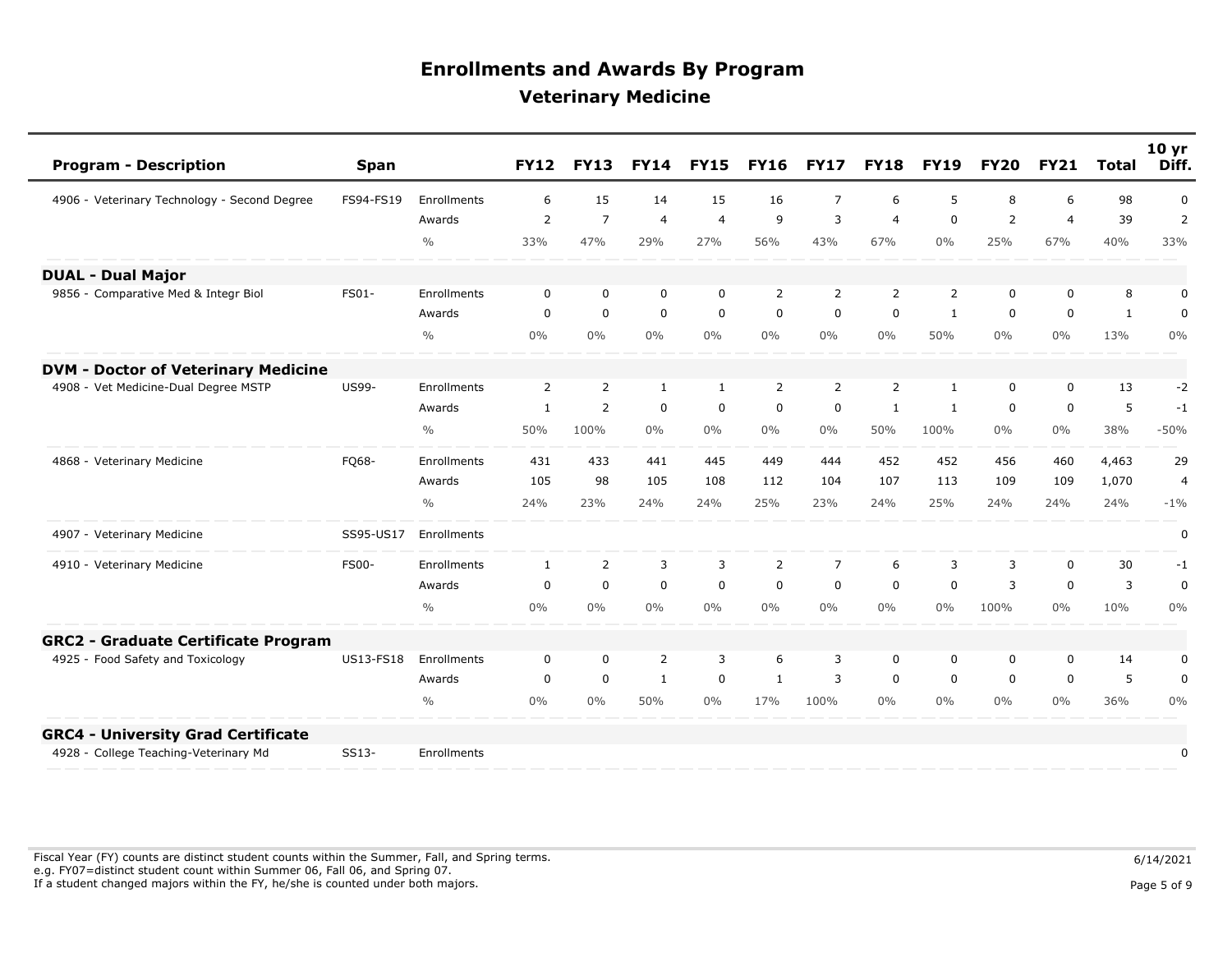# Enrollments and Awards By Program

## Veterinary Medicine

| Program - Description | Span | | FY12 | FY13 | FY14 | FY15 | FY16 | FY17 | FY18 | FY19 | FY20 | FY21 | Total | 10 yr Diff. |
|---|---|---|---|---|---|---|---|---|---|---|---|---|---|---|
| 4906 - Veterinary Technology - Second Degree | FS94-FS19 | Enrollments | 6 | 15 | 14 | 15 | 16 | 7 | 6 | 5 | 8 | 6 | 98 | 0 |
| | | Awards | 2 | 7 | 4 | 4 | 9 | 3 | 4 | 0 | 2 | 4 | 39 | 2 |
| | | % | 33% | 47% | 29% | 27% | 56% | 43% | 67% | 0% | 25% | 67% | 40% | 33% |
| **DUAL - Dual Major** | | | | | | | | | | | | | | |
| 9856 - Comparative Med & Integr Biol | FS01- | Enrollments | 0 | 0 | 0 | 0 | 2 | 2 | 2 | 2 | 0 | 0 | 8 | 0 |
| | | Awards | 0 | 0 | 0 | 0 | 0 | 0 | 0 | 1 | 0 | 0 | 1 | 0 |
| | | % | 0% | 0% | 0% | 0% | 0% | 0% | 0% | 50% | 0% | 0% | 13% | 0% |
| **DVM - Doctor of Veterinary Medicine** | | | | | | | | | | | | | | |
| 4908 - Vet Medicine-Dual Degree MSTP | US99- | Enrollments | 2 | 2 | 1 | 1 | 2 | 2 | 2 | 1 | 0 | 0 | 13 | -2 |
| | | Awards | 1 | 2 | 0 | 0 | 0 | 0 | 1 | 1 | 0 | 0 | 5 | -1 |
| | | % | 50% | 100% | 0% | 0% | 0% | 0% | 50% | 100% | 0% | 0% | 38% | -50% |
| 4868 - Veterinary Medicine | FQ68- | Enrollments | 431 | 433 | 441 | 445 | 449 | 444 | 452 | 452 | 456 | 460 | 4,463 | 29 |
| | | Awards | 105 | 98 | 105 | 108 | 112 | 104 | 107 | 113 | 109 | 109 | 1,070 | 4 |
| | | % | 24% | 23% | 24% | 24% | 25% | 23% | 24% | 25% | 24% | 24% | 24% | -1% |
| 4907 - Veterinary Medicine | SS95-US17 | Enrollments | | | | | | | | | | | | 0 |
| 4910 - Veterinary Medicine | FS00- | Enrollments | 1 | 2 | 3 | 3 | 2 | 7 | 6 | 3 | 3 | 0 | 30 | -1 |
| | | Awards | 0 | 0 | 0 | 0 | 0 | 0 | 0 | 0 | 3 | 0 | 3 | 0 |
| | | % | 0% | 0% | 0% | 0% | 0% | 0% | 0% | 0% | 100% | 0% | 10% | 0% |
| **GRC2 - Graduate Certificate Program** | | | | | | | | | | | | | | |
| 4925 - Food Safety and Toxicology | US13-FS18 | Enrollments | 0 | 0 | 2 | 3 | 6 | 3 | 0 | 0 | 0 | 0 | 14 | 0 |
| | | Awards | 0 | 0 | 1 | 0 | 1 | 3 | 0 | 0 | 0 | 0 | 5 | 0 |
| | | % | 0% | 0% | 50% | 0% | 17% | 100% | 0% | 0% | 0% | 0% | 36% | 0% |
| **GRC4 - University Grad Certificate** | | | | | | | | | | | | | | |
| 4928 - College Teaching-Veterinary Md | SS13- | Enrollments | | | | | | | | | | | | 0 |

Fiscal Year (FY) counts are distinct student counts within the Summer, Fall, and Spring terms.
e.g. FY07=distinct student count within Summer 06, Fall 06, and Spring 07.
If a student changed majors within the FY, he/she is counted under both majors.

6/14/2021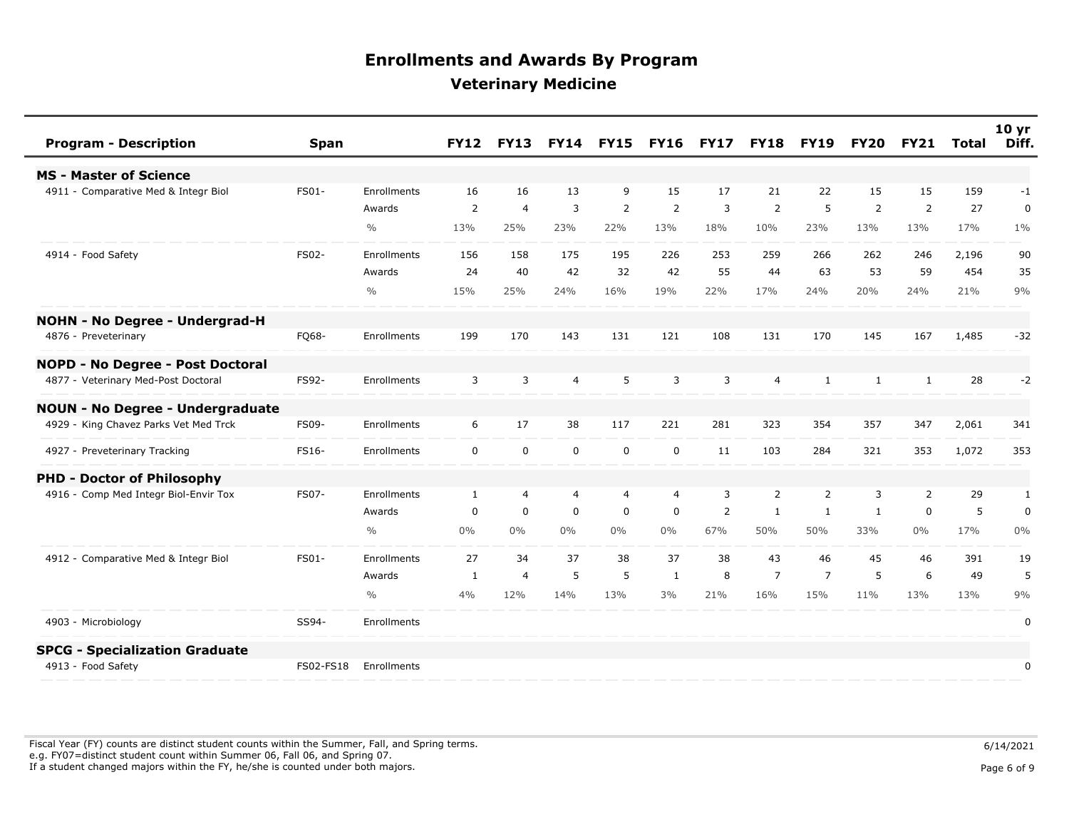# Enrollments and Awards By Program

## Veterinary Medicine

| Program - Description | Span | | FY12 | FY13 | FY14 | FY15 | FY16 | FY17 | FY18 | FY19 | FY20 | FY21 | Total | 10 yr Diff. |
|---|---|---|---|---|---|---|---|---|---|---|---|---|---|---|
| **MS - Master of Science** | | | | | | | | | | | | | | |
| 4911 - Comparative Med & Integr Biol | FS01- | Enrollments | 16 | 16 | 13 | 9 | 15 | 17 | 21 | 22 | 15 | 15 | 159 | -1 |
| | | Awards | 2 | 4 | 3 | 2 | 2 | 3 | 2 | 5 | 2 | 2 | 27 | 0 |
| | | % | 13% | 25% | 23% | 22% | 13% | 18% | 10% | 23% | 13% | 13% | 17% | 1% |
| 4914 - Food Safety | FS02- | Enrollments | 156 | 158 | 175 | 195 | 226 | 253 | 259 | 266 | 262 | 246 | 2,196 | 90 |
| | | Awards | 24 | 40 | 42 | 32 | 42 | 55 | 44 | 63 | 53 | 59 | 454 | 35 |
| | | % | 15% | 25% | 24% | 16% | 19% | 22% | 17% | 24% | 20% | 24% | 21% | 9% |
| **NOHN - No Degree - Undergrad-H** | | | | | | | | | | | | | | |
| 4876 - Preveterinary | FQ68- | Enrollments | 199 | 170 | 143 | 131 | 121 | 108 | 131 | 170 | 145 | 167 | 1,485 | -32 |
| **NOPD - No Degree - Post Doctoral** | | | | | | | | | | | | | | |
| 4877 - Veterinary Med-Post Doctoral | FS92- | Enrollments | 3 | 3 | 4 | 5 | 3 | 3 | 4 | 1 | 1 | 1 | 28 | -2 |
| **NOUN - No Degree - Undergraduate** | | | | | | | | | | | | | | |
| 4929 - King Chavez Parks Vet Med Trck | FS09- | Enrollments | 6 | 17 | 38 | 117 | 221 | 281 | 323 | 354 | 357 | 347 | 2,061 | 341 |
| 4927 - Preveterinary Tracking | FS16- | Enrollments | 0 | 0 | 0 | 0 | 0 | 11 | 103 | 284 | 321 | 353 | 1,072 | 353 |
| **PHD - Doctor of Philosophy** | | | | | | | | | | | | | | |
| 4916 - Comp Med Integr Biol-Envir Tox | FS07- | Enrollments | 1 | 4 | 4 | 4 | 4 | 3 | 2 | 2 | 3 | 2 | 29 | 1 |
| | | Awards | 0 | 0 | 0 | 0 | 0 | 2 | 1 | 1 | 1 | 0 | 5 | 0 |
| | | % | 0% | 0% | 0% | 0% | 0% | 67% | 50% | 50% | 33% | 0% | 17% | 0% |
| 4912 - Comparative Med & Integr Biol | FS01- | Enrollments | 27 | 34 | 37 | 38 | 37 | 38 | 43 | 46 | 45 | 46 | 391 | 19 |
| | | Awards | 1 | 4 | 5 | 5 | 1 | 8 | 7 | 7 | 5 | 6 | 49 | 5 |
| | | % | 4% | 12% | 14% | 13% | 3% | 21% | 16% | 15% | 11% | 13% | 13% | 9% |
| 4903 - Microbiology | SS94- | Enrollments | | | | | | | | | | | | 0 |
| **SPCG - Specialization Graduate** | | | | | | | | | | | | | | |
| 4913 - Food Safety | FS02-FS18 | Enrollments | | | | | | | | | | | | 0 |

Fiscal Year (FY) counts are distinct student counts within the Summer, Fall, and Spring terms.
e.g. FY07=distinct student count within Summer 06, Fall 06, and Spring 07.
If a student changed majors within the FY, he/she is counted under both majors.

6/14/2021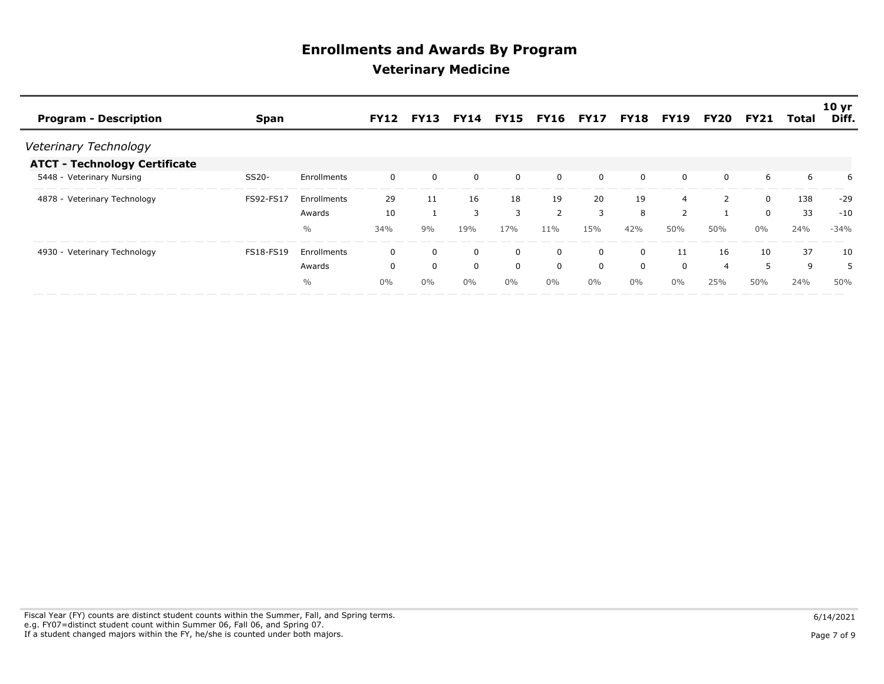# Enrollments and Awards By Program

## Veterinary Medicine

| Program - Description | Span | | FY12 | FY13 | FY14 | FY15 | FY16 | FY17 | FY18 | FY19 | FY20 | FY21 | Total | 10 yr Diff. |
|---|---|---|---|---|---|---|---|---|---|---|---|---|---|---|
| *Veterinary Technology* | | | | | | | | | | | | | | |
| **ATCT - Technology Certificate** | | | | | | | | | | | | | | |
| 5448 - Veterinary Nursing | SS20- | Enrollments | 0 | 0 | 0 | 0 | 0 | 0 | 0 | 0 | 0 | 6 | 6 | 6 |
| 4878 - Veterinary Technology | FS92-FS17 | Enrollments | 29 | 11 | 16 | 18 | 19 | 20 | 19 | 4 | 2 | 0 | 138 | -29 |
| | | Awards | 10 | 1 | 3 | 3 | 2 | 3 | 8 | 2 | 1 | 0 | 33 | -10 |
| | | % | 34% | 9% | 19% | 17% | 11% | 15% | 42% | 50% | 50% | 0% | 24% | -34% |
| 4930 - Veterinary Technology | FS18-FS19 | Enrollments | 0 | 0 | 0 | 0 | 0 | 0 | 0 | 11 | 16 | 10 | 37 | 10 |
| | | Awards | 0 | 0 | 0 | 0 | 0 | 0 | 0 | 0 | 4 | 5 | 9 | 5 |
| | | % | 0% | 0% | 0% | 0% | 0% | 0% | 0% | 0% | 25% | 50% | 24% | 50% |

Fiscal Year (FY) counts are distinct student counts within the Summer, Fall, and Spring terms.
e.g. FY07=distinct student count within Summer 06, Fall 06, and Spring 07.
If a student changed majors within the FY, he/she is counted under both majors.

6/14/2021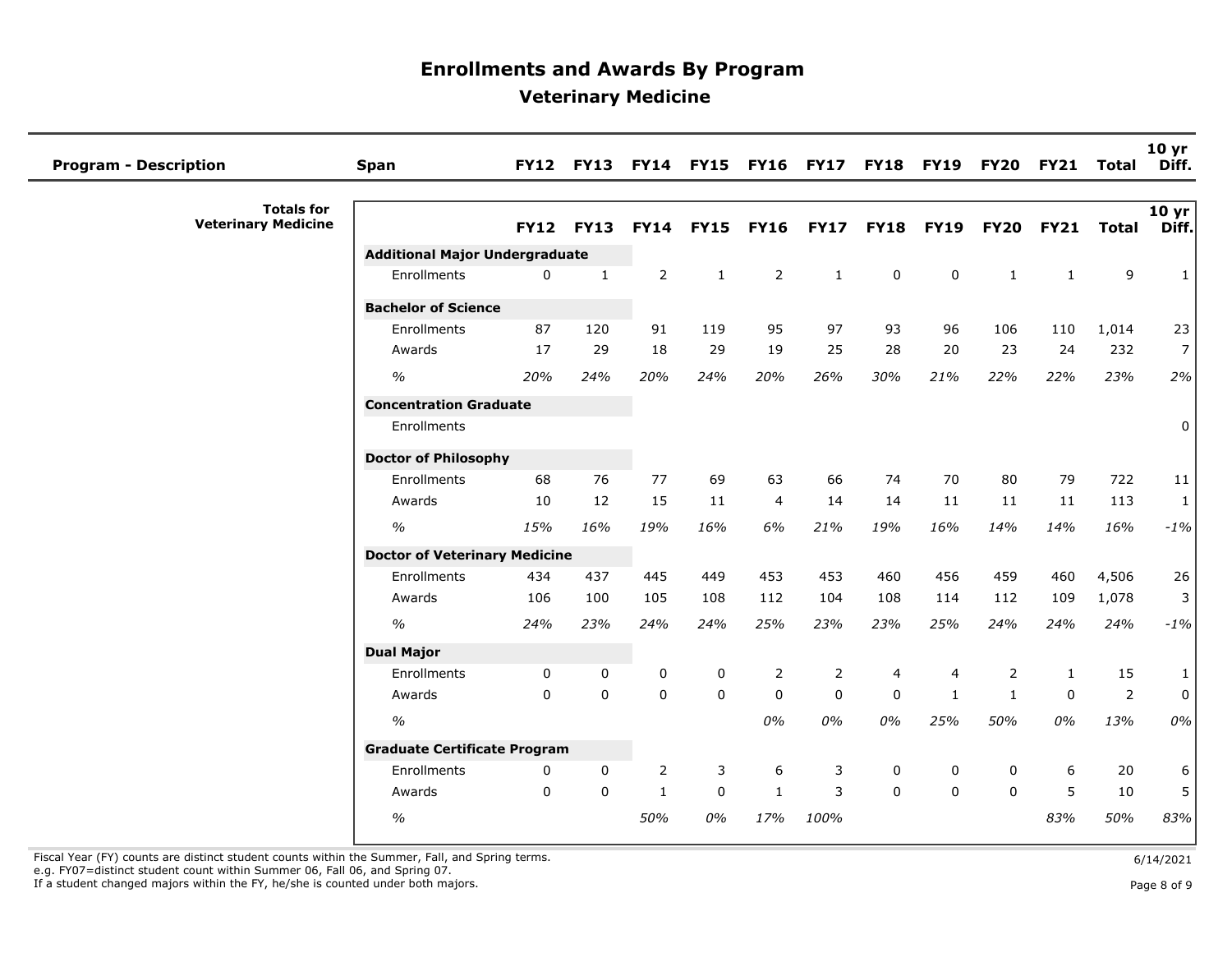# Enrollments and Awards By Program

## Veterinary Medicine

| Program - Description | Span | FY12 | FY13 | FY14 | FY15 | FY16 | FY17 | FY18 | FY19 | FY20 | FY21 | Total | 10 yr Diff. |
|---|---|---|---|---|---|---|---|---|---|---|---|---|---|
| **Totals for Veterinary Medicine** | | **FY12** | **FY13** | **FY14** | **FY15** | **FY16** | **FY17** | **FY18** | **FY19** | **FY20** | **FY21** | **Total** | **10 yr Diff.** |
| | **Additional Major Undergraduate** | | | | | | | | | | | | |
| | Enrollments | 0 | 1 | 2 | 1 | 2 | 1 | 0 | 0 | 1 | 1 | 9 | 1 |
| | **Bachelor of Science** | | | | | | | | | | | | |
| | Enrollments | 87 | 120 | 91 | 119 | 95 | 97 | 93 | 96 | 106 | 110 | 1,014 | 23 |
| | Awards | 17 | 29 | 18 | 29 | 19 | 25 | 28 | 20 | 23 | 24 | 232 | 7 |
| | *%* | *20%* | *24%* | *20%* | *24%* | *20%* | *26%* | *30%* | *21%* | *22%* | *22%* | *23%* | *2%* |
| | **Concentration Graduate** | | | | | | | | | | | | |
| | Enrollments | | | | | | | | | | | | 0 |
| | **Doctor of Philosophy** | | | | | | | | | | | | |
| | Enrollments | 68 | 76 | 77 | 69 | 63 | 66 | 74 | 70 | 80 | 79 | 722 | 11 |
| | Awards | 10 | 12 | 15 | 11 | 4 | 14 | 14 | 11 | 11 | 11 | 113 | 1 |
| | *%* | *15%* | *16%* | *19%* | *16%* | *6%* | *21%* | *19%* | *16%* | *14%* | *14%* | *16%* | *-1%* |
| | **Doctor of Veterinary Medicine** | | | | | | | | | | | | |
| | Enrollments | 434 | 437 | 445 | 449 | 453 | 453 | 460 | 456 | 459 | 460 | 4,506 | 26 |
| | Awards | 106 | 100 | 105 | 108 | 112 | 104 | 108 | 114 | 112 | 109 | 1,078 | 3 |
| | *%* | *24%* | *23%* | *24%* | *24%* | *25%* | *23%* | *23%* | *25%* | *24%* | *24%* | *24%* | *-1%* |
| | **Dual Major** | | | | | | | | | | | | |
| | Enrollments | 0 | 0 | 0 | 0 | 2 | 2 | 4 | 4 | 2 | 1 | 15 | 1 |
| | Awards | 0 | 0 | 0 | 0 | 0 | 0 | 0 | 1 | 1 | 0 | 2 | 0 |
| | *%* | | | | | *0%* | *0%* | *0%* | *25%* | *50%* | *0%* | *13%* | *0%* |
| | **Graduate Certificate Program** | | | | | | | | | | | | |
| | Enrollments | 0 | 0 | 2 | 3 | 6 | 3 | 0 | 0 | 0 | 6 | 20 | 6 |
| | Awards | 0 | 0 | 1 | 0 | 1 | 3 | 0 | 0 | 0 | 5 | 10 | 5 |
| | *%* | | | *50%* | *0%* | *17%* | *100%* | | | | *83%* | *50%* | *83%* |

Fiscal Year (FY) counts are distinct student counts within the Summer, Fall, and Spring terms.
e.g. FY07=distinct student count within Summer 06, Fall 06, and Spring 07.
If a student changed majors within the FY, he/she is counted under both majors.

6/14/2021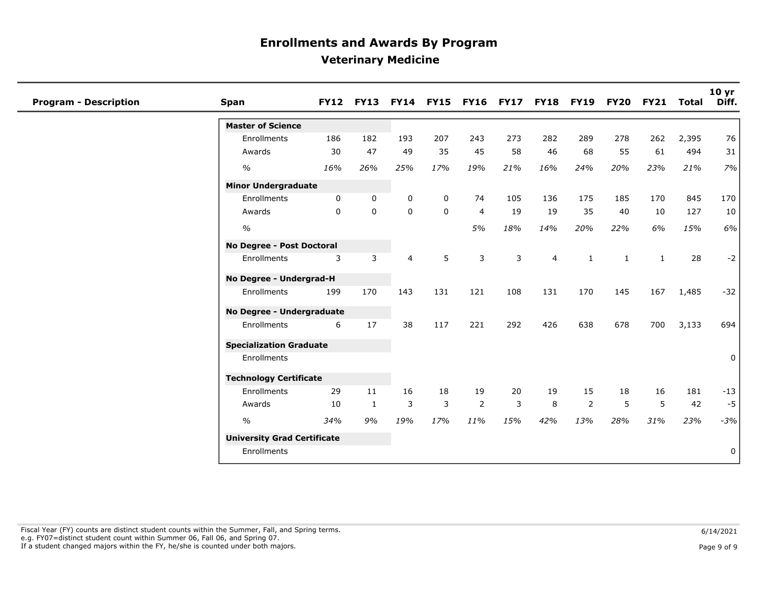# Enrollments and Awards By Program

## Veterinary Medicine

| Program - Description | Span | FY12 | FY13 | FY14 | FY15 | FY16 | FY17 | FY18 | FY19 | FY20 | FY21 | Total | 10 yr Diff. |
|---|---|---|---|---|---|---|---|---|---|---|---|---|---|
| | **Master of Science** | | | | | | | | | | | | |
| | Enrollments | 186 | 182 | 193 | 207 | 243 | 273 | 282 | 289 | 278 | 262 | 2,395 | 76 |
| | Awards | 30 | 47 | 49 | 35 | 45 | 58 | 46 | 68 | 55 | 61 | 494 | 31 |
| | *%* | *16%* | *26%* | *25%* | *17%* | *19%* | *21%* | *16%* | *24%* | *20%* | *23%* | *21%* | *7%* |
| | **Minor Undergraduate** | | | | | | | | | | | | |
| | Enrollments | 0 | 0 | 0 | 0 | 74 | 105 | 136 | 175 | 185 | 170 | 845 | 170 |
| | Awards | 0 | 0 | 0 | 0 | 4 | 19 | 19 | 35 | 40 | 10 | 127 | 10 |
| | *%* | | | | | *5%* | *18%* | *14%* | *20%* | *22%* | *6%* | *15%* | *6%* |
| | **No Degree - Post Doctoral** | | | | | | | | | | | | |
| | Enrollments | 3 | 3 | 4 | 5 | 3 | 3 | 4 | 1 | 1 | 1 | 28 | -2 |
| | **No Degree - Undergrad-H** | | | | | | | | | | | | |
| | Enrollments | 199 | 170 | 143 | 131 | 121 | 108 | 131 | 170 | 145 | 167 | 1,485 | -32 |
| | **No Degree - Undergraduate** | | | | | | | | | | | | |
| | Enrollments | 6 | 17 | 38 | 117 | 221 | 292 | 426 | 638 | 678 | 700 | 3,133 | 694 |
| | **Specialization Graduate** | | | | | | | | | | | | |
| | Enrollments | | | | | | | | | | | | 0 |
| | **Technology Certificate** | | | | | | | | | | | | |
| | Enrollments | 29 | 11 | 16 | 18 | 19 | 20 | 19 | 15 | 18 | 16 | 181 | -13 |
| | Awards | 10 | 1 | 3 | 3 | 2 | 3 | 8 | 2 | 5 | 5 | 42 | -5 |
| | *%* | *34%* | *9%* | *19%* | *17%* | *11%* | *15%* | *42%* | *13%* | *28%* | *31%* | *23%* | *-3%* |
| | **University Grad Certificate** | | | | | | | | | | | | |
| | Enrollments | | | | | | | | | | | | 0 |

Fiscal Year (FY) counts are distinct student counts within the Summer, Fall, and Spring terms.
e.g. FY07=distinct student count within Summer 06, Fall 06, and Spring 07.
If a student changed majors within the FY, he/she is counted under both majors.

6/14/2021